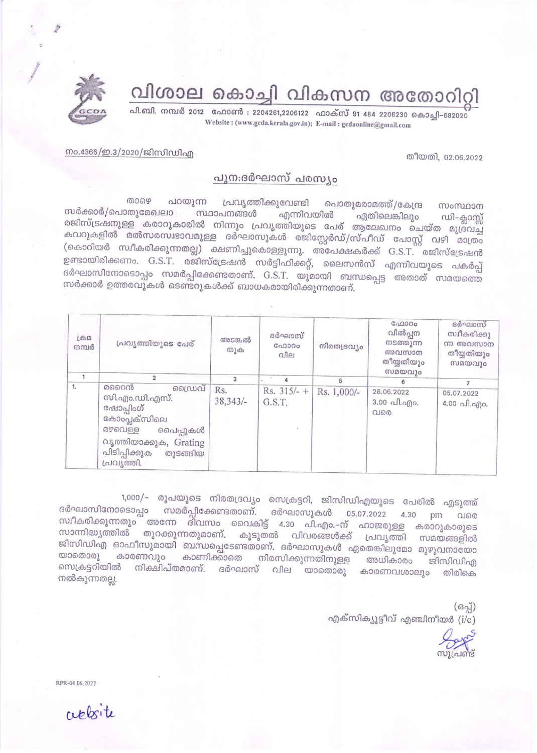# വിശാല കൊച്ചി വികസന അതോറിറ്റി

പി.ബി. നമ്പർ 2012 ഫോൺ : 2204261,2206122 ഫാക്സ് 91 484 2206230 കൊച്ചി-682020
Website : (www.gcda.kerala.gov.in); E-mail : gcdaonline@gmail.com

നം.4366/ഇ.3/2020/ജിസിഡിഎ

തീയതി, 02.06.2022

## പുന:ദർഘാസ് പരസ്യം

താഴെ പറയുന്ന പ്രവൃത്തിക്കുവേണ്ടി പൊതുമരാമത്ത്/കേന്ദ്ര സംസ്ഥാന സർക്കാർ/പൊതുമേഖലാ സ്ഥാപനങ്ങൾ എന്നിവയിൽ ഏതിലെങ്കിലും ഡി-ക്ലാസ്സ് രജിസ്ട്രേഷനുള്ള കരാറുകാരിൽ നിന്നും പ്രവൃത്തിയുടെ പേര് ആലേഖനം ചെയ്ത മുദ്രവച്ച കവറുകളിൽ മൽസരസ്വഭാവമുള്ള ദർഘാസുകൾ രജിസ്റ്റേർഡ്/സ്പീഡ് പോസ്റ്റ് വഴി മാത്രം (കൊറിയർ സ്വീകരിക്കുന്നതല്ല) ക്ഷണിച്ചുകൊള്ളുന്നു. അപേക്ഷകർക്ക് G.S.T. രജിസ്ട്രേഷൻ ഉണ്ടായിരിക്കണം. G.S.T. രജിസ്ട്രേഷൻ സർട്ടിഫിക്കറ്റ്, ലൈസൻസ് എന്നിവയുടെ പകർപ്പ് ദർഘാസിനോടൊപ്പം സമർപ്പിക്കേണ്ടതാണ്. G.S.T. യുമായി ബന്ധപ്പെട്ട അതാത് സമയത്തെ സർക്കാർ ഉത്തരവുകൾ ടെണ്ടറുകൾക്ക് ബാധകമായിരിക്കുന്നതാണ്.

| ക്രമ നമ്പർ | പ്രവൃത്തിയുടെ പേര് | അടങ്കൽ തുക | ദർഘാസ് ഫോറം വില | നിരതദ്രവ്യം | ഫോറം വിൽപ്പന നടത്തുന്ന അവസാന തീയ്യതിയും സമയവും | ദർഘാസ് സ്വീകരിക്കുന്ന അവസാന തീയ്യതിയും സമയവും |
|---|---|---|---|---|---|---|
| 1 | 2 | 3 | 4 | 5 | 6 | 7 |
| 1. | മറൈൻ ഡ്രൈവ് സി.എം.ഡി.എസ്. ഷോപ്പിംഗ് കോംപ്ലക്സിലെ മഴവെള്ള പൈപ്പുകൾ വൃത്തിയാക്കുക, Grating പിടിപ്പിക്കുക തുടങ്ങിയ പ്രവൃത്തി. | Rs. 38,343/- | Rs. 315/- + G.S.T. | Rs. 1,000/- | 28.06.2022 3.00 പി.എം. വരെ | 05.07.2022 4.00 പി.എം. |

1,000/- രൂപയുടെ നിരതദ്രവ്യം സെക്രട്ടറി, ജിസിഡിഎയുടെ പേരിൽ എടുത്ത് ദർഘാസിനോടൊപ്പം സമർപ്പിക്കേണ്ടതാണ്. ദർഘാസുകൾ 05.07.2022 4.30 pm വരെ സ്വീകരിക്കുന്നതും അന്നേ ദിവസം വൈകിട്ട് 4.30 പി.എം.-ന് ഹാജരുള്ള കരാറുകാരുടെ സാന്നിദ്ധ്യത്തിൽ തുറക്കുന്നതുമാണ്. കൂടുതൽ വിവരങ്ങൾക്ക് പ്രവൃത്തി സമയങ്ങളിൽ ജിസിഡിഎ ഓഫീസുമായി ബന്ധപ്പെടേണ്ടതാണ്. ദർഘാസുകൾ ഏതെങ്കിലുമോ മുഴുവനായോ യാതൊരു കാരണവും കാണിക്കാതെ നിരസിക്കുന്നതിനുള്ള അധികാരം ജിസിഡിഎ സെക്രട്ടറിയിൽ നിക്ഷിപ്തമാണ്. ദർഘാസ് വില യാതൊരു കാരണവശാലും തിരികെ നൽകുന്നതല്ല.

(ഒപ്പ്)
എക്സിക്യൂട്ടീവ് എഞ്ചിനീയർ (i/c)

സൂപ്രണ്ട്

RPR-04.06.2022

website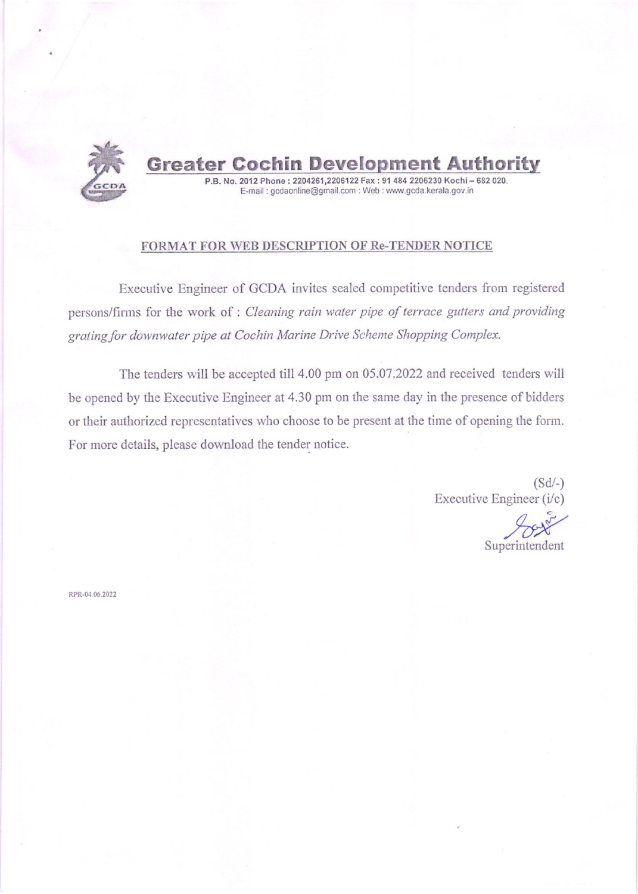# Greater Cochin Development Authority

P.B. No. 2012 Phone : 2204261,2206122 Fax : 91 484 2206230 Kochi – 682 020.
E-mail : gcdaonline@gmail.com : Web : www.gcda.kerala.gov.in

## FORMAT FOR WEB DESCRIPTION OF Re-TENDER NOTICE

Executive Engineer of GCDA invites sealed competitive tenders from registered persons/firms for the work of : *Cleaning rain water pipe of terrace gutters and providing grating for downwater pipe at Cochin Marine Drive Scheme Shopping Complex.*

The tenders will be accepted till 4.00 pm on 05.07.2022 and received tenders will be opened by the Executive Engineer at 4.30 pm on the same day in the presence of bidders or their authorized representatives who choose to be present at the time of opening the form. For more details, please download the tender notice.

(Sd/-)
Executive Engineer (i/c)

Superintendent

RPR-04.06.2022